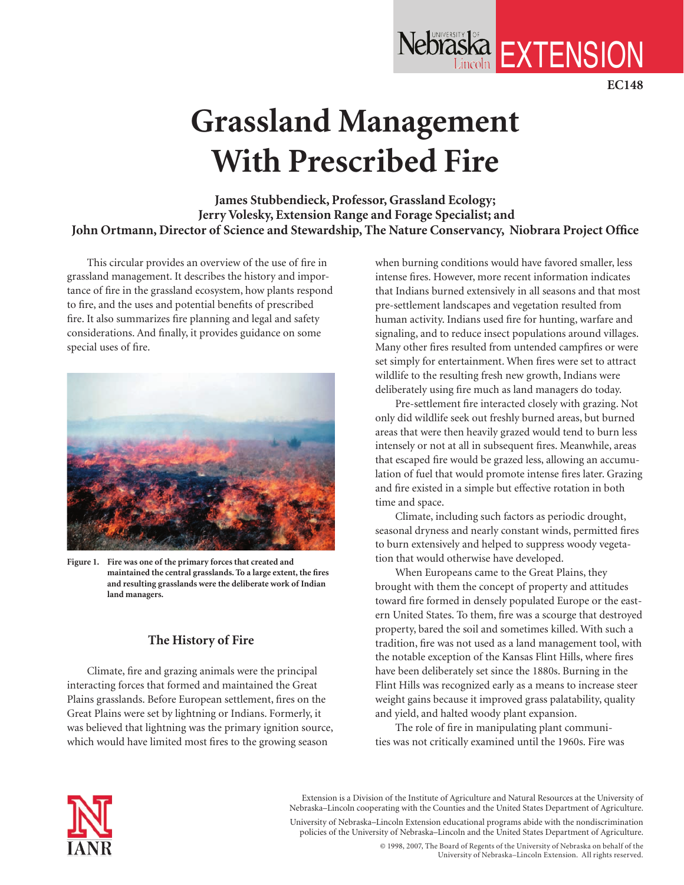EC148

# Grassland Management With Prescribed Fire

**James Stubbendieck, Professor, Grassland Ecology;**
**Jerry Volesky, Extension Range and Forage Specialist; and**
**John Ortmann, Director of Science and Stewardship, The Nature Conservancy, Niobrara Project Office**

This circular provides an overview of the use of fire in grassland management. It describes the history and importance of fire in the grassland ecosystem, how plants respond to fire, and the uses and potential benefits of prescribed fire. It also summarizes fire planning and legal and safety considerations. And finally, it provides guidance on some special uses of fire.

**Figure 1. Fire was one of the primary forces that created and maintained the central grasslands. To a large extent, the fires and resulting grasslands were the deliberate work of Indian land managers.**

## The History of Fire

Climate, fire and grazing animals were the principal interacting forces that formed and maintained the Great Plains grasslands. Before European settlement, fires on the Great Plains were set by lightning or Indians. Formerly, it was believed that lightning was the primary ignition source, which would have limited most fires to the growing season when burning conditions would have favored smaller, less intense fires. However, more recent information indicates that Indians burned extensively in all seasons and that most pre-settlement landscapes and vegetation resulted from human activity. Indians used fire for hunting, warfare and signaling, and to reduce insect populations around villages. Many other fires resulted from untended campfires or were set simply for entertainment. When fires were set to attract wildlife to the resulting fresh new growth, Indians were deliberately using fire much as land managers do today.

Pre-settlement fire interacted closely with grazing. Not only did wildlife seek out freshly burned areas, but burned areas that were then heavily grazed would tend to burn less intensely or not at all in subsequent fires. Meanwhile, areas that escaped fire would be grazed less, allowing an accumulation of fuel that would promote intense fires later. Grazing and fire existed in a simple but effective rotation in both time and space.

Climate, including such factors as periodic drought, seasonal dryness and nearly constant winds, permitted fires to burn extensively and helped to suppress woody vegetation that would otherwise have developed.

When Europeans came to the Great Plains, they brought with them the concept of property and attitudes toward fire formed in densely populated Europe or the eastern United States. To them, fire was a scourge that destroyed property, bared the soil and sometimes killed. With such a tradition, fire was not used as a land management tool, with the notable exception of the Kansas Flint Hills, where fires have been deliberately set since the 1880s. Burning in the Flint Hills was recognized early as a means to increase steer weight gains because it improved grass palatability, quality and yield, and halted woody plant expansion.

The role of fire in manipulating plant communities was not critically examined until the 1960s. Fire was

Extension is a Division of the Institute of Agriculture and Natural Resources at the University of Nebraska–Lincoln cooperating with the Counties and the United States Department of Agriculture.

University of Nebraska–Lincoln Extension educational programs abide with the nondiscrimination policies of the University of Nebraska–Lincoln and the United States Department of Agriculture.

© 1998, 2007, The Board of Regents of the University of Nebraska on behalf of the University of Nebraska–Lincoln Extension. All rights reserved.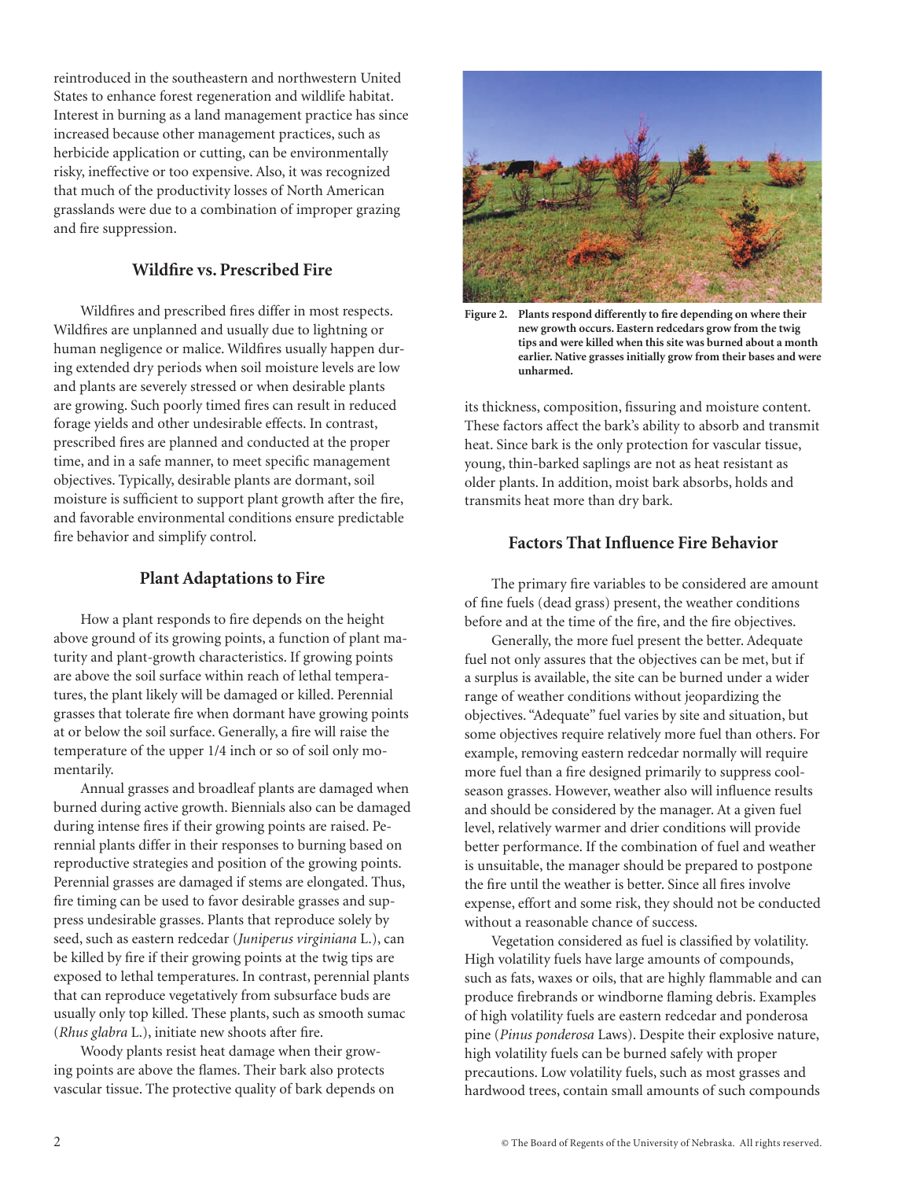reintroduced in the southeastern and northwestern United States to enhance forest regeneration and wildlife habitat. Interest in burning as a land management practice has since increased because other management practices, such as herbicide application or cutting, can be environmentally risky, ineffective or too expensive. Also, it was recognized that much of the productivity losses of North American grasslands were due to a combination of improper grazing and fire suppression.

## Wildfire vs. Prescribed Fire

Wildfires and prescribed fires differ in most respects. Wildfires are unplanned and usually due to lightning or human negligence or malice. Wildfires usually happen during extended dry periods when soil moisture levels are low and plants are severely stressed or when desirable plants are growing. Such poorly timed fires can result in reduced forage yields and other undesirable effects. In contrast, prescribed fires are planned and conducted at the proper time, and in a safe manner, to meet specific management objectives. Typically, desirable plants are dormant, soil moisture is sufficient to support plant growth after the fire, and favorable environmental conditions ensure predictable fire behavior and simplify control.

## Plant Adaptations to Fire

How a plant responds to fire depends on the height above ground of its growing points, a function of plant maturity and plant-growth characteristics. If growing points are above the soil surface within reach of lethal temperatures, the plant likely will be damaged or killed. Perennial grasses that tolerate fire when dormant have growing points at or below the soil surface. Generally, a fire will raise the temperature of the upper 1/4 inch or so of soil only momentarily.

Annual grasses and broadleaf plants are damaged when burned during active growth. Biennials also can be damaged during intense fires if their growing points are raised. Perennial plants differ in their responses to burning based on reproductive strategies and position of the growing points. Perennial grasses are damaged if stems are elongated. Thus, fire timing can be used to favor desirable grasses and suppress undesirable grasses. Plants that reproduce solely by seed, such as eastern redcedar (*Juniperus virginiana* L.), can be killed by fire if their growing points at the twig tips are exposed to lethal temperatures. In contrast, perennial plants that can reproduce vegetatively from subsurface buds are usually only top killed. These plants, such as smooth sumac (*Rhus glabra* L.), initiate new shoots after fire.

Woody plants resist heat damage when their growing points are above the flames. Their bark also protects vascular tissue. The protective quality of bark depends on its thickness, composition, fissuring and moisture content. These factors affect the bark's ability to absorb and transmit heat. Since bark is the only protection for vascular tissue, young, thin-barked saplings are not as heat resistant as older plants. In addition, moist bark absorbs, holds and transmits heat more than dry bark.

**Figure 2. Plants respond differently to fire depending on where their new growth occurs. Eastern redcedars grow from the twig tips and were killed when this site was burned about a month earlier. Native grasses initially grow from their bases and were unharmed.**

## Factors That Influence Fire Behavior

The primary fire variables to be considered are amount of fine fuels (dead grass) present, the weather conditions before and at the time of the fire, and the fire objectives.

Generally, the more fuel present the better. Adequate fuel not only assures that the objectives can be met, but if a surplus is available, the site can be burned under a wider range of weather conditions without jeopardizing the objectives. "Adequate" fuel varies by site and situation, but some objectives require relatively more fuel than others. For example, removing eastern redcedar normally will require more fuel than a fire designed primarily to suppress cool-season grasses. However, weather also will influence results and should be considered by the manager. At a given fuel level, relatively warmer and drier conditions will provide better performance. If the combination of fuel and weather is unsuitable, the manager should be prepared to postpone the fire until the weather is better. Since all fires involve expense, effort and some risk, they should not be conducted without a reasonable chance of success.

Vegetation considered as fuel is classified by volatility. High volatility fuels have large amounts of compounds, such as fats, waxes or oils, that are highly flammable and can produce firebrands or windborne flaming debris. Examples of high volatility fuels are eastern redcedar and ponderosa pine (*Pinus ponderosa* Laws). Despite their explosive nature, high volatility fuels can be burned safely with proper precautions. Low volatility fuels, such as most grasses and hardwood trees, contain small amounts of such compounds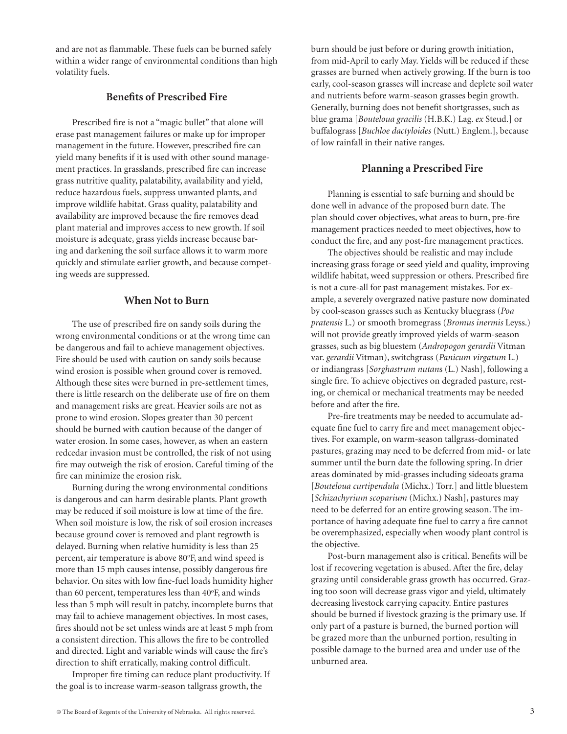and are not as flammable. These fuels can be burned safely within a wider range of environmental conditions than high volatility fuels.

### Benefits of Prescribed Fire

Prescribed fire is not a "magic bullet" that alone will erase past management failures or make up for improper management in the future. However, prescribed fire can yield many benefits if it is used with other sound management practices. In grasslands, prescribed fire can increase grass nutritive quality, palatability, availability and yield, reduce hazardous fuels, suppress unwanted plants, and improve wildlife habitat. Grass quality, palatability and availability are improved because the fire removes dead plant material and improves access to new growth. If soil moisture is adequate, grass yields increase because baring and darkening the soil surface allows it to warm more quickly and stimulate earlier growth, and because competing weeds are suppressed.

### When Not to Burn

The use of prescribed fire on sandy soils during the wrong environmental conditions or at the wrong time can be dangerous and fail to achieve management objectives. Fire should be used with caution on sandy soils because wind erosion is possible when ground cover is removed. Although these sites were burned in pre-settlement times, there is little research on the deliberate use of fire on them and management risks are great. Heavier soils are not as prone to wind erosion. Slopes greater than 30 percent should be burned with caution because of the danger of water erosion. In some cases, however, as when an eastern redcedar invasion must be controlled, the risk of not using fire may outweigh the risk of erosion. Careful timing of the fire can minimize the erosion risk.

Burning during the wrong environmental conditions is dangerous and can harm desirable plants. Plant growth may be reduced if soil moisture is low at time of the fire. When soil moisture is low, the risk of soil erosion increases because ground cover is removed and plant regrowth is delayed. Burning when relative humidity is less than 25 percent, air temperature is above 80°F, and wind speed is more than 15 mph causes intense, possibly dangerous fire behavior. On sites with low fine-fuel loads humidity higher than 60 percent, temperatures less than 40°F, and winds less than 5 mph will result in patchy, incomplete burns that may fail to achieve management objectives. In most cases, fires should not be set unless winds are at least 5 mph from a consistent direction. This allows the fire to be controlled and directed. Light and variable winds will cause the fire's direction to shift erratically, making control difficult.

Improper fire timing can reduce plant productivity. If the goal is to increase warm-season tallgrass growth, the burn should be just before or during growth initiation, from mid-April to early May. Yields will be reduced if these grasses are burned when actively growing. If the burn is too early, cool-season grasses will increase and deplete soil water and nutrients before warm-season grasses begin growth. Generally, burning does not benefit shortgrasses, such as blue grama [*Bouteloua gracilis* (H.B.K.) Lag. *ex* Steud.] or buffalograss [*Buchloe dactyloides* (Nutt.) Englem.], because of low rainfall in their native ranges.

### Planning a Prescribed Fire

Planning is essential to safe burning and should be done well in advance of the proposed burn date. The plan should cover objectives, what areas to burn, pre-fire management practices needed to meet objectives, how to conduct the fire, and any post-fire management practices.

The objectives should be realistic and may include increasing grass forage or seed yield and quality, improving wildlife habitat, weed suppression or others. Prescribed fire is not a cure-all for past management mistakes. For example, a severely overgrazed native pasture now dominated by cool-season grasses such as Kentucky bluegrass (*Poa pratensis* L.) or smooth bromegrass (*Bromus inermis* Leyss.) will not provide greatly improved yields of warm-season grasses, such as big bluestem (*Andropogon gerardii* Vitman var. *gerardii* Vitman), switchgrass (*Panicum virgatum* L.) or indiangrass [*Sorghastrum nutans* (L.) Nash], following a single fire. To achieve objectives on degraded pasture, resting, or chemical or mechanical treatments may be needed before and after the fire.

Pre-fire treatments may be needed to accumulate adequate fine fuel to carry fire and meet management objectives. For example, on warm-season tallgrass-dominated pastures, grazing may need to be deferred from mid- or late summer until the burn date the following spring. In drier areas dominated by mid-grasses including sideoats grama [*Bouteloua curtipendula* (Michx.) Torr.] and little bluestem [*Schizachyrium scoparium* (Michx.) Nash], pastures may need to be deferred for an entire growing season. The importance of having adequate fine fuel to carry a fire cannot be overemphasized, especially when woody plant control is the objective.

Post-burn management also is critical. Benefits will be lost if recovering vegetation is abused. After the fire, delay grazing until considerable grass growth has occurred. Grazing too soon will decrease grass vigor and yield, ultimately decreasing livestock carrying capacity. Entire pastures should be burned if livestock grazing is the primary use. If only part of a pasture is burned, the burned portion will be grazed more than the unburned portion, resulting in possible damage to the burned area and under use of the unburned area.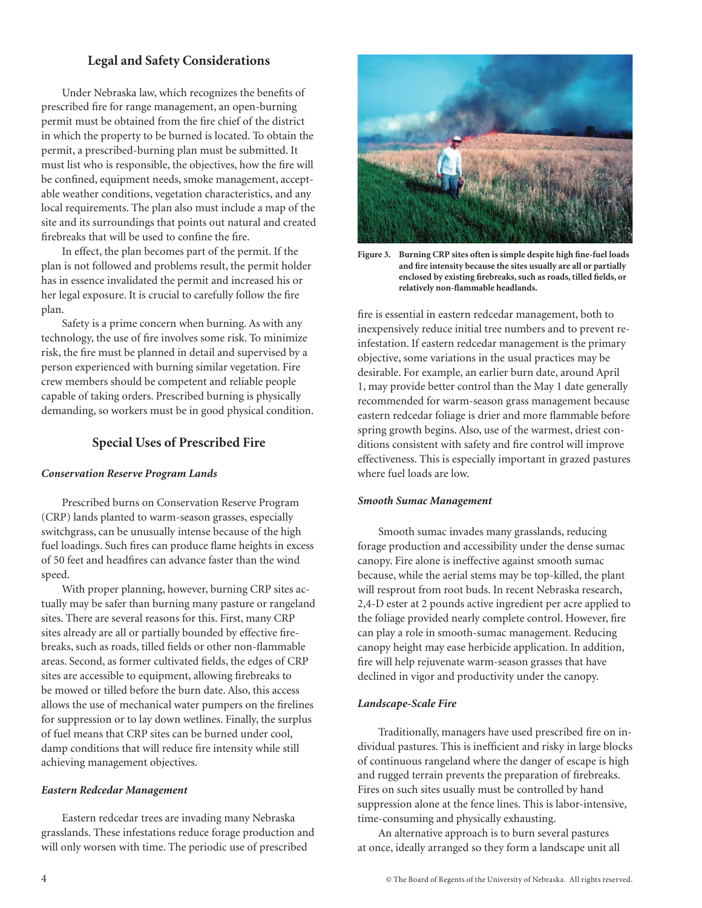## Legal and Safety Considerations

Under Nebraska law, which recognizes the benefits of prescribed fire for range management, an open-burning permit must be obtained from the fire chief of the district in which the property to be burned is located. To obtain the permit, a prescribed-burning plan must be submitted. It must list who is responsible, the objectives, how the fire will be confined, equipment needs, smoke management, acceptable weather conditions, vegetation characteristics, and any local requirements. The plan also must include a map of the site and its surroundings that points out natural and created firebreaks that will be used to confine the fire.

In effect, the plan becomes part of the permit. If the plan is not followed and problems result, the permit holder has in essence invalidated the permit and increased his or her legal exposure. It is crucial to carefully follow the fire plan.

Safety is a prime concern when burning. As with any technology, the use of fire involves some risk. To minimize risk, the fire must be planned in detail and supervised by a person experienced with burning similar vegetation. Fire crew members should be competent and reliable people capable of taking orders. Prescribed burning is physically demanding, so workers must be in good physical condition.

## Special Uses of Prescribed Fire

### *Conservation Reserve Program Lands*

Prescribed burns on Conservation Reserve Program (CRP) lands planted to warm-season grasses, especially switchgrass, can be unusually intense because of the high fuel loadings. Such fires can produce flame heights in excess of 50 feet and headfires can advance faster than the wind speed.

With proper planning, however, burning CRP sites actually may be safer than burning many pasture or rangeland sites. There are several reasons for this. First, many CRP sites already are all or partially bounded by effective firebreaks, such as roads, tilled fields or other non-flammable areas. Second, as former cultivated fields, the edges of CRP sites are accessible to equipment, allowing firebreaks to be mowed or tilled before the burn date. Also, this access allows the use of mechanical water pumpers on the firelines for suppression or to lay down wetlines. Finally, the surplus of fuel means that CRP sites can be burned under cool, damp conditions that will reduce fire intensity while still achieving management objectives.

**Figure 3. Burning CRP sites often is simple despite high fine-fuel loads and fire intensity because the sites usually are all or partially enclosed by existing firebreaks, such as roads, tilled fields, or relatively non-flammable headlands.**

### *Eastern Redcedar Management*

Eastern redcedar trees are invading many Nebraska grasslands. These infestations reduce forage production and will only worsen with time. The periodic use of prescribed fire is essential in eastern redcedar management, both to inexpensively reduce initial tree numbers and to prevent re-infestation. If eastern redcedar management is the primary objective, some variations in the usual practices may be desirable. For example, an earlier burn date, around April 1, may provide better control than the May 1 date generally recommended for warm-season grass management because eastern redcedar foliage is drier and more flammable before spring growth begins. Also, use of the warmest, driest conditions consistent with safety and fire control will improve effectiveness. This is especially important in grazed pastures where fuel loads are low.

### *Smooth Sumac Management*

Smooth sumac invades many grasslands, reducing forage production and accessibility under the dense sumac canopy. Fire alone is ineffective against smooth sumac because, while the aerial stems may be top-killed, the plant will resprout from root buds. In recent Nebraska research, 2,4-D ester at 2 pounds active ingredient per acre applied to the foliage provided nearly complete control. However, fire can play a role in smooth-sumac management. Reducing canopy height may ease herbicide application. In addition, fire will help rejuvenate warm-season grasses that have declined in vigor and productivity under the canopy.

### *Landscape-Scale Fire*

Traditionally, managers have used prescribed fire on individual pastures. This is inefficient and risky in large blocks of continuous rangeland where the danger of escape is high and rugged terrain prevents the preparation of firebreaks. Fires on such sites usually must be controlled by hand suppression alone at the fence lines. This is labor-intensive, time-consuming and physically exhausting.

An alternative approach is to burn several pastures at once, ideally arranged so they form a landscape unit all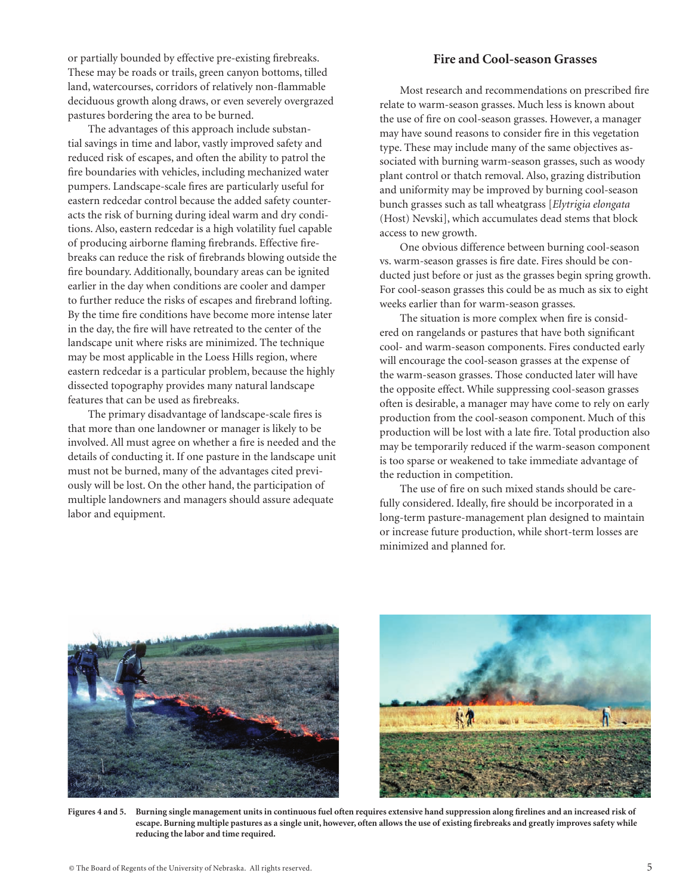or partially bounded by effective pre-existing firebreaks. These may be roads or trails, green canyon bottoms, tilled land, watercourses, corridors of relatively non-flammable deciduous growth along draws, or even severely overgrazed pastures bordering the area to be burned.

The advantages of this approach include substantial savings in time and labor, vastly improved safety and reduced risk of escapes, and often the ability to patrol the fire boundaries with vehicles, including mechanized water pumpers. Landscape-scale fires are particularly useful for eastern redcedar control because the added safety counteracts the risk of burning during ideal warm and dry conditions. Also, eastern redcedar is a high volatility fuel capable of producing airborne flaming firebrands. Effective firebreaks can reduce the risk of firebrands blowing outside the fire boundary. Additionally, boundary areas can be ignited earlier in the day when conditions are cooler and damper to further reduce the risks of escapes and firebrand lofting. By the time fire conditions have become more intense later in the day, the fire will have retreated to the center of the landscape unit where risks are minimized. The technique may be most applicable in the Loess Hills region, where eastern redcedar is a particular problem, because the highly dissected topography provides many natural landscape features that can be used as firebreaks.

The primary disadvantage of landscape-scale fires is that more than one landowner or manager is likely to be involved. All must agree on whether a fire is needed and the details of conducting it. If one pasture in the landscape unit must not be burned, many of the advantages cited previously will be lost. On the other hand, the participation of multiple landowners and managers should assure adequate labor and equipment.

## Fire and Cool-season Grasses

Most research and recommendations on prescribed fire relate to warm-season grasses. Much less is known about the use of fire on cool-season grasses. However, a manager may have sound reasons to consider fire in this vegetation type. These may include many of the same objectives associated with burning warm-season grasses, such as woody plant control or thatch removal. Also, grazing distribution and uniformity may be improved by burning cool-season bunch grasses such as tall wheatgrass [*Elytrigia elongata* (Host) Nevski], which accumulates dead stems that block access to new growth.

One obvious difference between burning cool-season vs. warm-season grasses is fire date. Fires should be conducted just before or just as the grasses begin spring growth. For cool-season grasses this could be as much as six to eight weeks earlier than for warm-season grasses.

The situation is more complex when fire is considered on rangelands or pastures that have both significant cool- and warm-season components. Fires conducted early will encourage the cool-season grasses at the expense of the warm-season grasses. Those conducted later will have the opposite effect. While suppressing cool-season grasses often is desirable, a manager may have come to rely on early production from the cool-season component. Much of this production will be lost with a late fire. Total production also may be temporarily reduced if the warm-season component is too sparse or weakened to take immediate advantage of the reduction in competition.

The use of fire on such mixed stands should be carefully considered. Ideally, fire should be incorporated in a long-term pasture-management plan designed to maintain or increase future production, while short-term losses are minimized and planned for.

**Figures 4 and 5. Burning single management units in continuous fuel often requires extensive hand suppression along firelines and an increased risk of escape. Burning multiple pastures as a single unit, however, often allows the use of existing firebreaks and greatly improves safety while reducing the labor and time required.**

© The Board of Regents of the University of Nebraska. All rights reserved.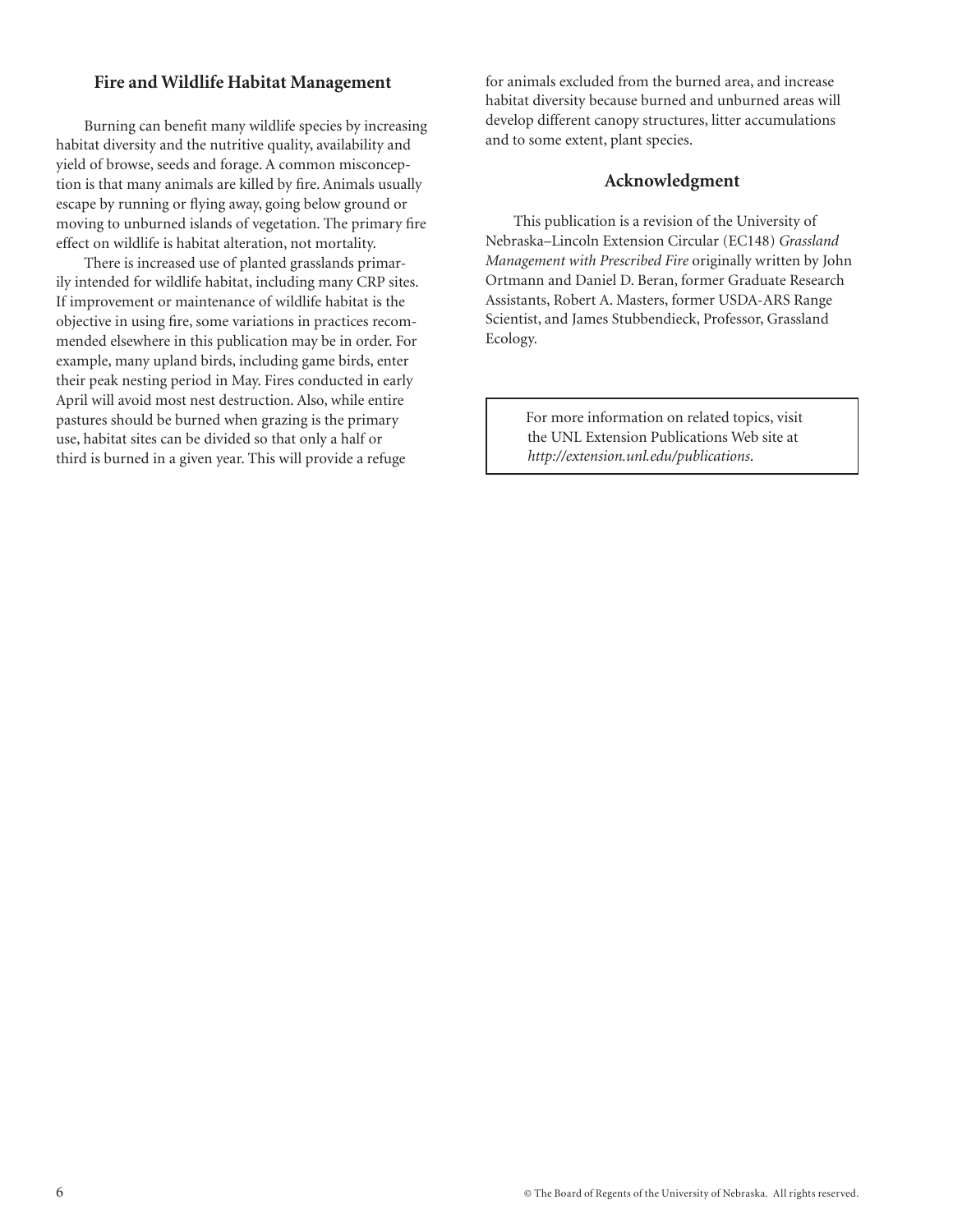## Fire and Wildlife Habitat Management

Burning can benefit many wildlife species by increasing habitat diversity and the nutritive quality, availability and yield of browse, seeds and forage. A common misconception is that many animals are killed by fire. Animals usually escape by running or flying away, going below ground or moving to unburned islands of vegetation. The primary fire effect on wildlife is habitat alteration, not mortality.

There is increased use of planted grasslands primarily intended for wildlife habitat, including many CRP sites. If improvement or maintenance of wildlife habitat is the objective in using fire, some variations in practices recommended elsewhere in this publication may be in order. For example, many upland birds, including game birds, enter their peak nesting period in May. Fires conducted in early April will avoid most nest destruction. Also, while entire pastures should be burned when grazing is the primary use, habitat sites can be divided so that only a half or third is burned in a given year. This will provide a refuge for animals excluded from the burned area, and increase habitat diversity because burned and unburned areas will develop different canopy structures, litter accumulations and to some extent, plant species.

## Acknowledgment

This publication is a revision of the University of Nebraska–Lincoln Extension Circular (EC148) *Grassland Management with Prescribed Fire* originally written by John Ortmann and Daniel D. Beran, former Graduate Research Assistants, Robert A. Masters, former USDA-ARS Range Scientist, and James Stubbendieck, Professor, Grassland Ecology.

For more information on related topics, visit the UNL Extension Publications Web site at *http://extension.unl.edu/publications*.

© The Board of Regents of the University of Nebraska. All rights reserved.